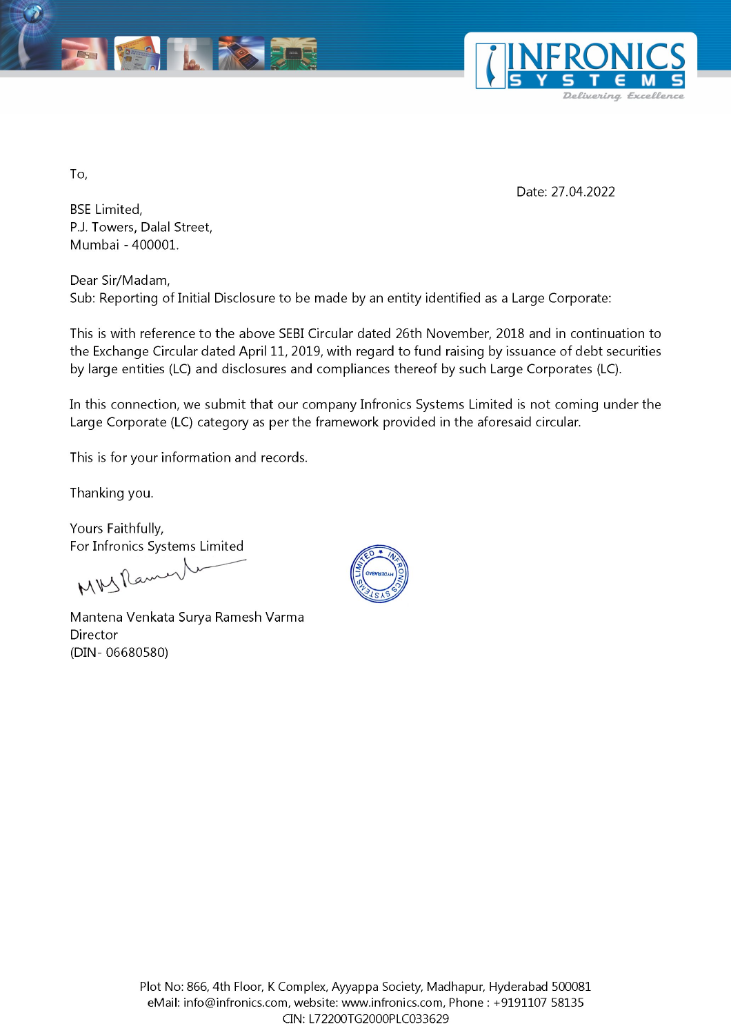To,

Date: 27.04.2022

BSE Limited,
P.J. Towers, Dalal Street,
Mumbai - 400001.

Dear Sir/Madam,
Sub: Reporting of Initial Disclosure to be made by an entity identified as a Large Corporate:

This is with reference to the above SEBI Circular dated 26th November, 2018 and in continuation to the Exchange Circular dated April 11, 2019, with regard to fund raising by issuance of debt securities by large entities (LC) and disclosures and compliances thereof by such Large Corporates (LC).

In this connection, we submit that our company Infronics Systems Limited is not coming under the Large Corporate (LC) category as per the framework provided in the aforesaid circular.

This is for your information and records.

Thanking you.

Yours Faithfully,
For Infronics Systems Limited

Mantena Venkata Surya Ramesh Varma
Director
(DIN- 06680580)

Plot No: 866, 4th Floor, K Complex, Ayyappa Society, Madhapur, Hyderabad 500081
eMail: info@infronics.com, website: www.infronics.com, Phone : +9191107 58135
CIN: L72200TG2000PLC033629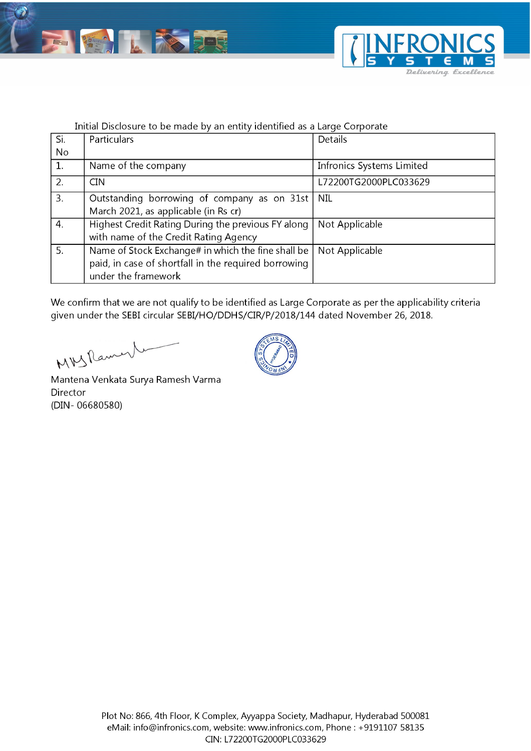Initial Disclosure to be made by an entity identified as a Large Corporate

| Si. No | Particulars | Details |
|---|---|---|
| 1. | Name of the company | Infronics Systems Limited |
| 2. | CIN | L72200TG2000PLC033629 |
| 3. | Outstanding borrowing of company as on 31st March 2021, as applicable (in Rs cr) | NIL |
| 4. | Highest Credit Rating During the previous FY along with name of the Credit Rating Agency | Not Applicable |
| 5. | Name of Stock Exchange# in which the fine shall be paid, in case of shortfall in the required borrowing under the framework | Not Applicable |

We confirm that we are not qualify to be identified as Large Corporate as per the applicability criteria given under the SEBI circular SEBI/HO/DDHS/CIR/P/2018/144 dated November 26, 2018.

Mantena Venkata Surya Ramesh Varma
Director
(DIN- 06680580)

Plot No: 866, 4th Floor, K Complex, Ayyappa Society, Madhapur, Hyderabad 500081
eMail: info@infronics.com, website: www.infronics.com, Phone : +9191107 58135
CIN: L72200TG2000PLC033629